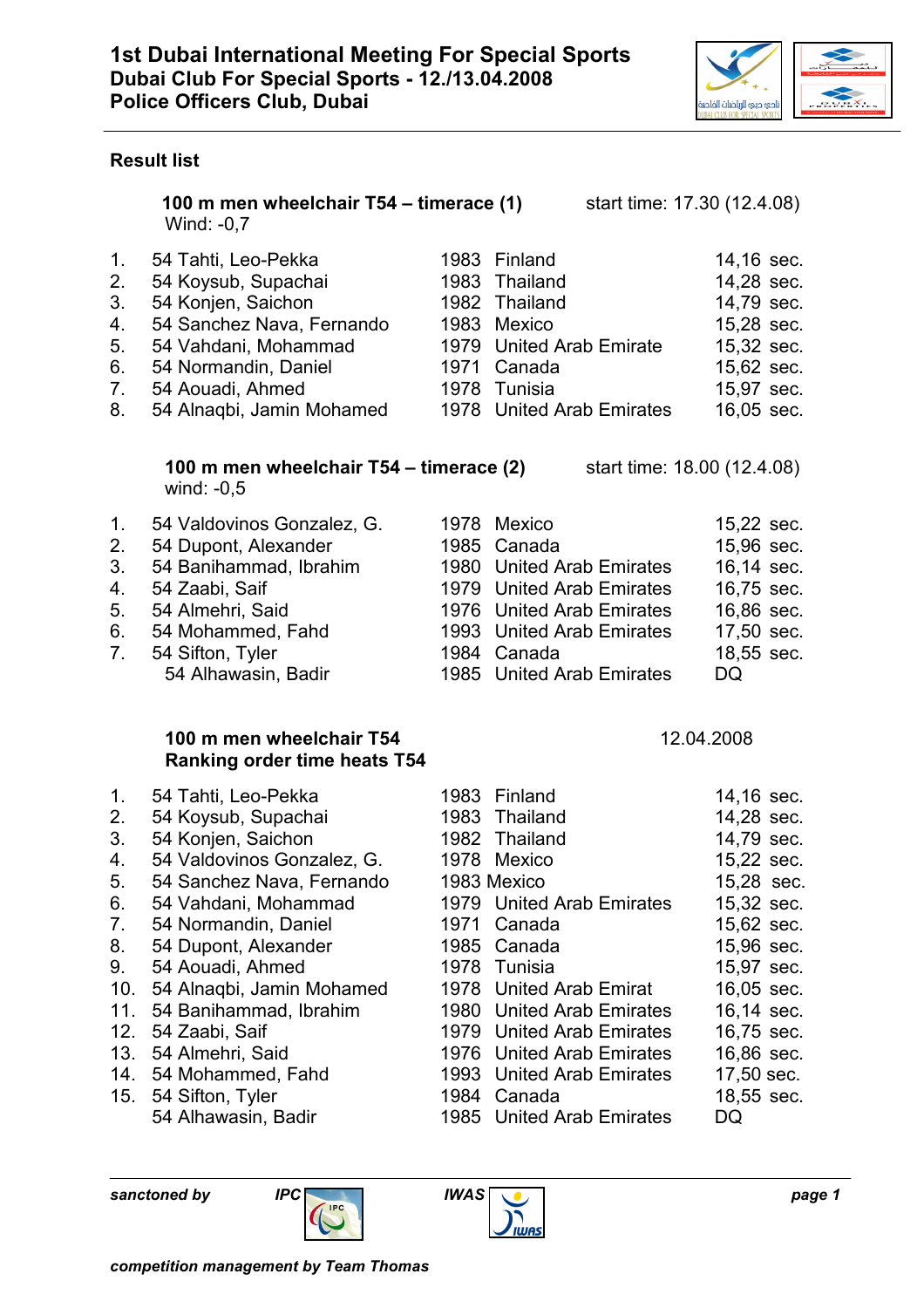# 1st Dubai International Meeting For Special Sports
**Dubai Club For Special Sports - 12./13.04.2008**
**Police Officers Club, Dubai**

## Result list

### 100 m men wheelchair T54 – timerace (1)
start time: 17.30 (12.4.08)
Wind: -0,7

| | | | | |
|---|---|---|---|---|
| 1. | 54 Tahti, Leo-Pekka | 1983 | Finland | 14,16 sec. |
| 2. | 54 Koysub, Supachai | 1983 | Thailand | 14,28 sec. |
| 3. | 54 Konjen, Saichon | 1982 | Thailand | 14,79 sec. |
| 4. | 54 Sanchez Nava, Fernando | 1983 | Mexico | 15,28 sec. |
| 5. | 54 Vahdani, Mohammad | 1979 | United Arab Emirate | 15,32 sec. |
| 6. | 54 Normandin, Daniel | 1971 | Canada | 15,62 sec. |
| 7. | 54 Aouadi, Ahmed | 1978 | Tunisia | 15,97 sec. |
| 8. | 54 Alnaqbi, Jamin Mohamed | 1978 | United Arab Emirates | 16,05 sec. |

### 100 m men wheelchair T54 – timerace (2)
start time: 18.00 (12.4.08)
wind: -0,5

| | | | | |
|---|---|---|---|---|
| 1. | 54 Valdovinos Gonzalez, G. | 1978 | Mexico | 15,22 sec. |
| 2. | 54 Dupont, Alexander | 1985 | Canada | 15,96 sec. |
| 3. | 54 Banihammad, Ibrahim | 1980 | United Arab Emirates | 16,14 sec. |
| 4. | 54 Zaabi, Saif | 1979 | United Arab Emirates | 16,75 sec. |
| 5. | 54 Almehri, Said | 1976 | United Arab Emirates | 16,86 sec. |
| 6. | 54 Mohammed, Fahd | 1993 | United Arab Emirates | 17,50 sec. |
| 7. | 54 Sifton, Tyler | 1984 | Canada | 18,55 sec. |
| | 54 Alhawasin, Badir | 1985 | United Arab Emirates | DQ |

### 100 m men wheelchair T54
**Ranking order time heats T54**
12.04.2008

| | | | | |
|---|---|---|---|---|
| 1. | 54 Tahti, Leo-Pekka | 1983 | Finland | 14,16 sec. |
| 2. | 54 Koysub, Supachai | 1983 | Thailand | 14,28 sec. |
| 3. | 54 Konjen, Saichon | 1982 | Thailand | 14,79 sec. |
| 4. | 54 Valdovinos Gonzalez, G. | 1978 | Mexico | 15,22 sec. |
| 5. | 54 Sanchez Nava, Fernando | 1983 | Mexico | 15,28 sec. |
| 6. | 54 Vahdani, Mohammad | 1979 | United Arab Emirates | 15,32 sec. |
| 7. | 54 Normandin, Daniel | 1971 | Canada | 15,62 sec. |
| 8. | 54 Dupont, Alexander | 1985 | Canada | 15,96 sec. |
| 9. | 54 Aouadi, Ahmed | 1978 | Tunisia | 15,97 sec. |
| 10. | 54 Alnaqbi, Jamin Mohamed | 1978 | United Arab Emirat | 16,05 sec. |
| 11. | 54 Banihammad, Ibrahim | 1980 | United Arab Emirates | 16,14 sec. |
| 12. | 54 Zaabi, Saif | 1979 | United Arab Emirates | 16,75 sec. |
| 13. | 54 Almehri, Said | 1976 | United Arab Emirates | 16,86 sec. |
| 14. | 54 Mohammed, Fahd | 1993 | United Arab Emirates | 17,50 sec. |
| 15. | 54 Sifton, Tyler | 1984 | Canada | 18,55 sec. |
| | 54 Alhawasin, Badir | 1985 | United Arab Emirates | DQ |

*sanctoned by* *IPC* *IWAS*

*competition management by Team Thomas*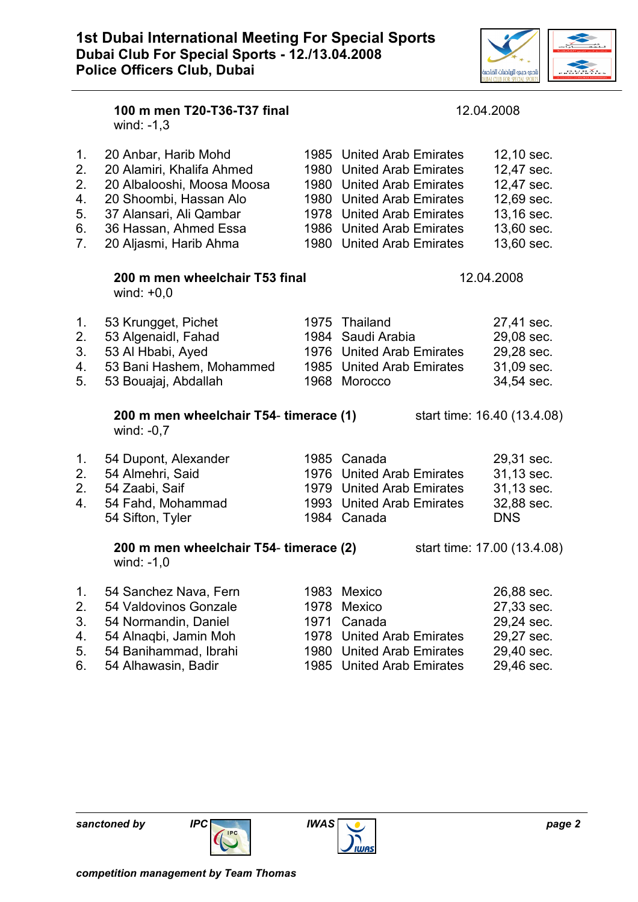# 1st Dubai International Meeting For Special Sports
## Dubai Club For Special Sports - 12./13.04.2008
## Police Officers Club, Dubai

### 100 m men T20-T36-T37 final — 12.04.2008

wind: -1,3

| Rank | Name | Year | Country | Result |
|---|---|---|---|---|
| 1. | 20 Anbar, Harib Mohd | 1985 | United Arab Emirates | 12,10 sec. |
| 2. | 20 Alamiri, Khalifa Ahmed | 1980 | United Arab Emirates | 12,47 sec. |
| 2. | 20 Albalooshi, Moosa Moosa | 1980 | United Arab Emirates | 12,47 sec. |
| 4. | 20 Shoombi, Hassan Alo | 1980 | United Arab Emirates | 12,69 sec. |
| 5. | 37 Alansari, Ali Qambar | 1978 | United Arab Emirates | 13,16 sec. |
| 6. | 36 Hassan, Ahmed Essa | 1986 | United Arab Emirates | 13,60 sec. |
| 7. | 20 Aljasmi, Harib Ahma | 1980 | United Arab Emirates | 13,60 sec. |

### 200 m men wheelchair T53 final — 12.04.2008

wind: +0,0

| Rank | Name | Year | Country | Result |
|---|---|---|---|---|
| 1. | 53 Krungget, Pichet | 1975 | Thailand | 27,41 sec. |
| 2. | 53 Algenaidl, Fahad | 1984 | Saudi Arabia | 29,08 sec. |
| 3. | 53 Al Hbabi, Ayed | 1976 | United Arab Emirates | 29,28 sec. |
| 4. | 53 Bani Hashem, Mohammed | 1985 | United Arab Emirates | 31,09 sec. |
| 5. | 53 Bouajaj, Abdallah | 1968 | Morocco | 34,54 sec. |

### 200 m men wheelchair T54- timerace (1) — start time: 16.40 (13.4.08)

wind: -0,7

| Rank | Name | Year | Country | Result |
|---|---|---|---|---|
| 1. | 54 Dupont, Alexander | 1985 | Canada | 29,31 sec. |
| 2. | 54 Almehri, Said | 1976 | United Arab Emirates | 31,13 sec. |
| 2. | 54 Zaabi, Saif | 1979 | United Arab Emirates | 31,13 sec. |
| 4. | 54 Fahd, Mohammad | 1993 | United Arab Emirates | 32,88 sec. |
| | 54 Sifton, Tyler | 1984 | Canada | DNS |

### 200 m men wheelchair T54- timerace (2) — start time: 17.00 (13.4.08)

wind: -1,0

| Rank | Name | Year | Country | Result |
|---|---|---|---|---|
| 1. | 54 Sanchez Nava, Fern | 1983 | Mexico | 26,88 sec. |
| 2. | 54 Valdovinos Gonzale | 1978 | Mexico | 27,33 sec. |
| 3. | 54 Normandin, Daniel | 1971 | Canada | 29,24 sec. |
| 4. | 54 Alnaqbi, Jamin Moh | 1978 | United Arab Emirates | 29,27 sec. |
| 5. | 54 Banihammad, Ibrahi | 1980 | United Arab Emirates | 29,40 sec. |
| 6. | 54 Alhawasin, Badir | 1985 | United Arab Emirates | 29,46 sec. |

*sanctoned by* ***IPC*** ***IWAS***

*competition management by Team Thomas*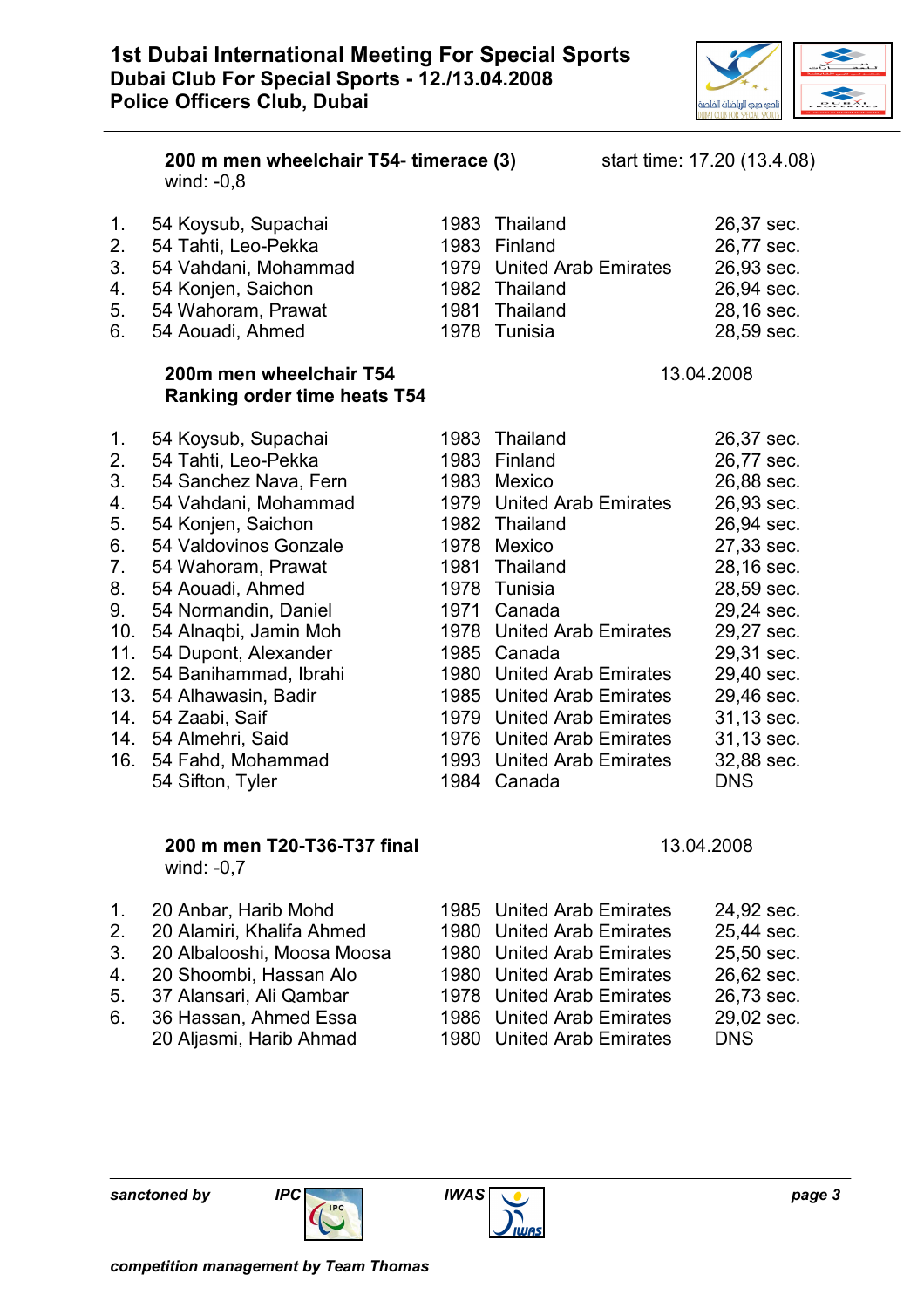**200 m men wheelchair T54- timerace (3)** start time: 17.20 (13.4.08)
wind: -0,8

| Rank | Class | Name | Year | Country | Time |
|---|---|---|---|---|---|
| 1. | 54 | Koysub, Supachai | 1983 | Thailand | 26,37 sec. |
| 2. | 54 | Tahti, Leo-Pekka | 1983 | Finland | 26,77 sec. |
| 3. | 54 | Vahdani, Mohammad | 1979 | United Arab Emirates | 26,93 sec. |
| 4. | 54 | Konjen, Saichon | 1982 | Thailand | 26,94 sec. |
| 5. | 54 | Wahoram, Prawat | 1981 | Thailand | 28,16 sec. |
| 6. | 54 | Aouadi, Ahmed | 1978 | Tunisia | 28,59 sec. |

**200m men wheelchair T54** 13.04.2008
**Ranking order time heats T54**

| Rank | Class | Name | Year | Country | Time |
|---|---|---|---|---|---|
| 1. | 54 | Koysub, Supachai | 1983 | Thailand | 26,37 sec. |
| 2. | 54 | Tahti, Leo-Pekka | 1983 | Finland | 26,77 sec. |
| 3. | 54 | Sanchez Nava, Fern | 1983 | Mexico | 26,88 sec. |
| 4. | 54 | Vahdani, Mohammad | 1979 | United Arab Emirates | 26,93 sec. |
| 5. | 54 | Konjen, Saichon | 1982 | Thailand | 26,94 sec. |
| 6. | 54 | Valdovinos Gonzale | 1978 | Mexico | 27,33 sec. |
| 7. | 54 | Wahoram, Prawat | 1981 | Thailand | 28,16 sec. |
| 8. | 54 | Aouadi, Ahmed | 1978 | Tunisia | 28,59 sec. |
| 9. | 54 | Normandin, Daniel | 1971 | Canada | 29,24 sec. |
| 10. | 54 | Alnaqbi, Jamin Moh | 1978 | United Arab Emirates | 29,27 sec. |
| 11. | 54 | Dupont, Alexander | 1985 | Canada | 29,31 sec. |
| 12. | 54 | Banihammad, Ibrahi | 1980 | United Arab Emirates | 29,40 sec. |
| 13. | 54 | Alhawasin, Badir | 1985 | United Arab Emirates | 29,46 sec. |
| 14. | 54 | Zaabi, Saif | 1979 | United Arab Emirates | 31,13 sec. |
| 14. | 54 | Almehri, Said | 1976 | United Arab Emirates | 31,13 sec. |
| 16. | 54 | Fahd, Mohammad | 1993 | United Arab Emirates | 32,88 sec. |
| | 54 | Sifton, Tyler | 1984 | Canada | DNS |

**200 m men T20-T36-T37 final** 13.04.2008
wind: -0,7

| Rank | Class | Name | Year | Country | Time |
|---|---|---|---|---|---|
| 1. | 20 | Anbar, Harib Mohd | 1985 | United Arab Emirates | 24,92 sec. |
| 2. | 20 | Alamiri, Khalifa Ahmed | 1980 | United Arab Emirates | 25,44 sec. |
| 3. | 20 | Albalooshi, Moosa Moosa | 1980 | United Arab Emirates | 25,50 sec. |
| 4. | 20 | Shoombi, Hassan Alo | 1980 | United Arab Emirates | 26,62 sec. |
| 5. | 37 | Alansari, Ali Qambar | 1978 | United Arab Emirates | 26,73 sec. |
| 6. | 36 | Hassan, Ahmed Essa | 1986 | United Arab Emirates | 29,02 sec. |
| | 20 | Aljasmi, Harib Ahmad | 1980 | United Arab Emirates | DNS |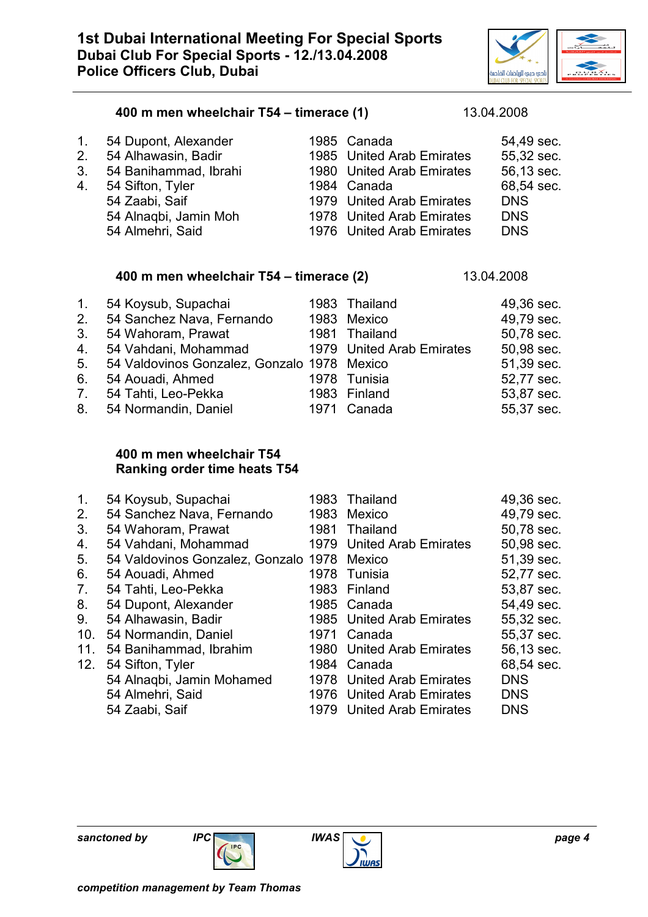# 1st Dubai International Meeting For Special Sports
## Dubai Club For Special Sports - 12./13.04.2008
## Police Officers Club, Dubai

### 400 m men wheelchair T54 – timerace (1) 13.04.2008

| | | | | |
|---|---|---|---|---|
| 1. | 54 Dupont, Alexander | 1985 | Canada | 54,49 sec. |
| 2. | 54 Alhawasin, Badir | 1985 | United Arab Emirates | 55,32 sec. |
| 3. | 54 Banihammad, Ibrahi | 1980 | United Arab Emirates | 56,13 sec. |
| 4. | 54 Sifton, Tyler | 1984 | Canada | 68,54 sec. |
| | 54 Zaabi, Saif | 1979 | United Arab Emirates | DNS |
| | 54 Alnaqbi, Jamin Moh | 1978 | United Arab Emirates | DNS |
| | 54 Almehri, Said | 1976 | United Arab Emirates | DNS |

### 400 m men wheelchair T54 – timerace (2) 13.04.2008

| | | | | |
|---|---|---|---|---|
| 1. | 54 Koysub, Supachai | 1983 | Thailand | 49,36 sec. |
| 2. | 54 Sanchez Nava, Fernando | 1983 | Mexico | 49,79 sec. |
| 3. | 54 Wahoram, Prawat | 1981 | Thailand | 50,78 sec. |
| 4. | 54 Vahdani, Mohammad | 1979 | United Arab Emirates | 50,98 sec. |
| 5. | 54 Valdovinos Gonzalez, Gonzalo | 1978 | Mexico | 51,39 sec. |
| 6. | 54 Aouadi, Ahmed | 1978 | Tunisia | 52,77 sec. |
| 7. | 54 Tahti, Leo-Pekka | 1983 | Finland | 53,87 sec. |
| 8. | 54 Normandin, Daniel | 1971 | Canada | 55,37 sec. |

### 400 m men wheelchair T54
### Ranking order time heats T54

| | | | | |
|---|---|---|---|---|
| 1. | 54 Koysub, Supachai | 1983 | Thailand | 49,36 sec. |
| 2. | 54 Sanchez Nava, Fernando | 1983 | Mexico | 49,79 sec. |
| 3. | 54 Wahoram, Prawat | 1981 | Thailand | 50,78 sec. |
| 4. | 54 Vahdani, Mohammad | 1979 | United Arab Emirates | 50,98 sec. |
| 5. | 54 Valdovinos Gonzalez, Gonzalo | 1978 | Mexico | 51,39 sec. |
| 6. | 54 Aouadi, Ahmed | 1978 | Tunisia | 52,77 sec. |
| 7. | 54 Tahti, Leo-Pekka | 1983 | Finland | 53,87 sec. |
| 8. | 54 Dupont, Alexander | 1985 | Canada | 54,49 sec. |
| 9. | 54 Alhawasin, Badir | 1985 | United Arab Emirates | 55,32 sec. |
| 10. | 54 Normandin, Daniel | 1971 | Canada | 55,37 sec. |
| 11. | 54 Banihammad, Ibrahim | 1980 | United Arab Emirates | 56,13 sec. |
| 12. | 54 Sifton, Tyler | 1984 | Canada | 68,54 sec. |
| | 54 Alnaqbi, Jamin Mohamed | 1978 | United Arab Emirates | DNS |
| | 54 Almehri, Said | 1976 | United Arab Emirates | DNS |
| | 54 Zaabi, Saif | 1979 | United Arab Emirates | DNS |

*sanctoned by* ***IPC*** ***IWAS***

***competition management by Team Thomas***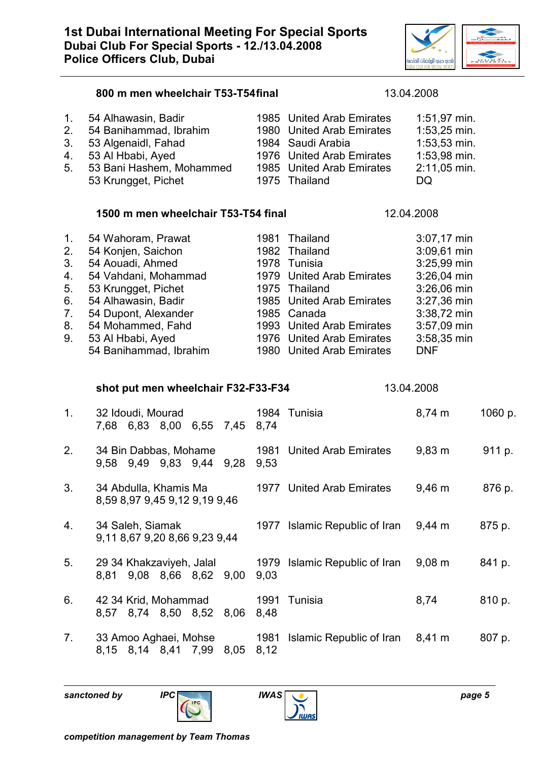# 1st Dubai International Meeting For Special Sports
## Dubai Club For Special Sports - 12./13.04.2008
## Police Officers Club, Dubai

### 800 m men wheelchair T53-T54final — 13.04.2008

| Rank | Name | Year | Country | Result |
|---|---|---|---|---|
| 1. | 54 Alhawasin, Badir | 1985 | United Arab Emirates | 1:51,97 min. |
| 2. | 54 Banihammad, Ibrahim | 1980 | United Arab Emirates | 1:53,25 min. |
| 3. | 53 Algenaidl, Fahad | 1984 | Saudi Arabia | 1:53,53 min. |
| 4. | 53 Al Hbabi, Ayed | 1976 | United Arab Emirates | 1:53,98 min. |
| 5. | 53 Bani Hashem, Mohammed | 1985 | United Arab Emirates | 2:11,05 min. |
| | 53 Krungget, Pichet | 1975 | Thailand | DQ |

### 1500 m men wheelchair T53-T54 final — 12.04.2008

| Rank | Name | Year | Country | Result |
|---|---|---|---|---|
| 1. | 54 Wahoram, Prawat | 1981 | Thailand | 3:07,17 min |
| 2. | 54 Konjen, Saichon | 1982 | Thailand | 3:09,61 min |
| 3. | 54 Aouadi, Ahmed | 1978 | Tunisia | 3:25,99 min |
| 4. | 54 Vahdani, Mohammad | 1979 | United Arab Emirates | 3:26,04 min |
| 5. | 53 Krungget, Pichet | 1975 | Thailand | 3:26,06 min |
| 6. | 54 Alhawasin, Badir | 1985 | United Arab Emirates | 3:27,36 min |
| 7. | 54 Dupont, Alexander | 1985 | Canada | 3:38,72 min |
| 8. | 54 Mohammed, Fahd | 1993 | United Arab Emirates | 3:57,09 min |
| 9. | 53 Al Hbabi, Ayed | 1976 | United Arab Emirates | 3:58,35 min |
| | 54 Banihammad, Ibrahim | 1980 | United Arab Emirates | DNF |

### shot put men wheelchair F32-F33-F34 — 13.04.2008

| Rank | Name / Attempts | Year | Country | Result | Points |
|---|---|---|---|---|---|
| 1. | 32 Idoudi, Mourad<br>7,68 6,83 8,00 6,55 7,45 8,74 | 1984 | Tunisia | 8,74 m | 1060 p. |
| 2. | 34 Bin Dabbas, Mohame<br>9,58 9,49 9,83 9,44 9,28 9,53 | 1981 | United Arab Emirates | 9,83 m | 911 p. |
| 3. | 34 Abdulla, Khamis Ma<br>8,59 8,97 9,45 9,12 9,19 9,46 | 1977 | United Arab Emirates | 9,46 m | 876 p. |
| 4. | 34 Saleh, Siamak<br>9,11 8,67 9,20 8,66 9,23 9,44 | 1977 | Islamic Republic of Iran | 9,44 m | 875 p. |
| 5. | 29 34 Khakzaviyeh, Jalal<br>8,81 9,08 8,66 8,62 9,00 9,03 | 1979 | Islamic Republic of Iran | 9,08 m | 841 p. |
| 6. | 42 34 Krid, Mohammad<br>8,57 8,74 8,50 8,52 8,06 8,48 | 1991 | Tunisia | 8,74 | 810 p. |
| 7. | 33 Amoo Aghaei, Mohse<br>8,15 8,14 8,41 7,99 8,05 8,12 | 1981 | Islamic Republic of Iran | 8,41 m | 807 p. |

*sanctoned by* ***IPC*** ***IWAS***

*competition management by Team Thomas*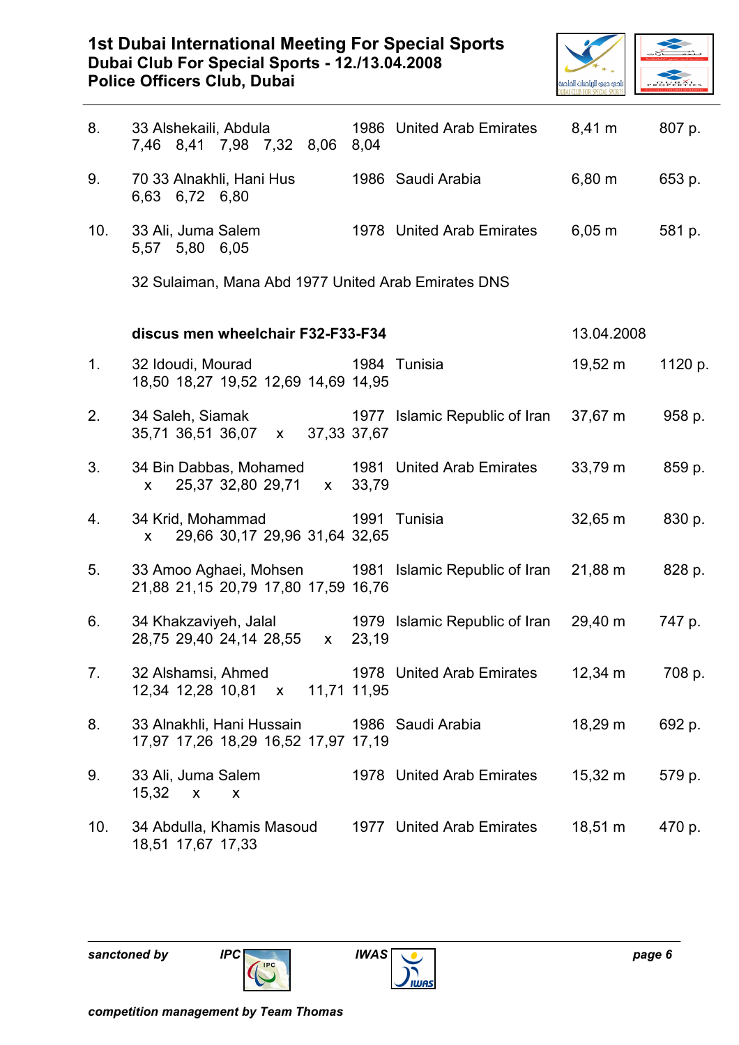| | | | | | |
|---|---|---|---|---|---|
| 8. | 33 Alshekaili, Abdula<br>7,46 8,41 7,98 7,32 8,06 8,04 | 1986 | United Arab Emirates | 8,41 m | 807 p. |
| 9. | 70 33 Alnakhli, Hani Hus<br>6,63 6,72 6,80 | 1986 | Saudi Arabia | 6,80 m | 653 p. |
| 10. | 33 Ali, Juma Salem<br>5,57 5,80 6,05 | 1978 | United Arab Emirates | 6,05 m | 581 p. |
| | 32 Sulaiman, Mana Abd 1977 United Arab Emirates DNS | | | | |

**discus men wheelchair F32-F33-F34** 13.04.2008

| | | | | | |
|---|---|---|---|---|---|
| 1. | 32 Idoudi, Mourad<br>18,50 18,27 19,52 12,69 14,69 14,95 | 1984 | Tunisia | 19,52 m | 1120 p. |
| 2. | 34 Saleh, Siamak<br>35,71 36,51 36,07 x 37,33 37,67 | 1977 | Islamic Republic of Iran | 37,67 m | 958 p. |
| 3. | 34 Bin Dabbas, Mohamed<br>x 25,37 32,80 29,71 x 33,79 | 1981 | United Arab Emirates | 33,79 m | 859 p. |
| 4. | 34 Krid, Mohammad<br>x 29,66 30,17 29,96 31,64 32,65 | 1991 | Tunisia | 32,65 m | 830 p. |
| 5. | 33 Amoo Aghaei, Mohsen<br>21,88 21,15 20,79 17,80 17,59 16,76 | 1981 | Islamic Republic of Iran | 21,88 m | 828 p. |
| 6. | 34 Khakzaviyeh, Jalal<br>28,75 29,40 24,14 28,55 x 23,19 | 1979 | Islamic Republic of Iran | 29,40 m | 747 p. |
| 7. | 32 Alshamsi, Ahmed<br>12,34 12,28 10,81 x 11,71 11,95 | 1978 | United Arab Emirates | 12,34 m | 708 p. |
| 8. | 33 Alnakhli, Hani Hussain<br>17,97 17,26 18,29 16,52 17,97 17,19 | 1986 | Saudi Arabia | 18,29 m | 692 p. |
| 9. | 33 Ali, Juma Salem<br>15,32 x x | 1978 | United Arab Emirates | 15,32 m | 579 p. |
| 10. | 34 Abdulla, Khamis Masoud<br>18,51 17,67 17,33 | 1977 | United Arab Emirates | 18,51 m | 470 p. |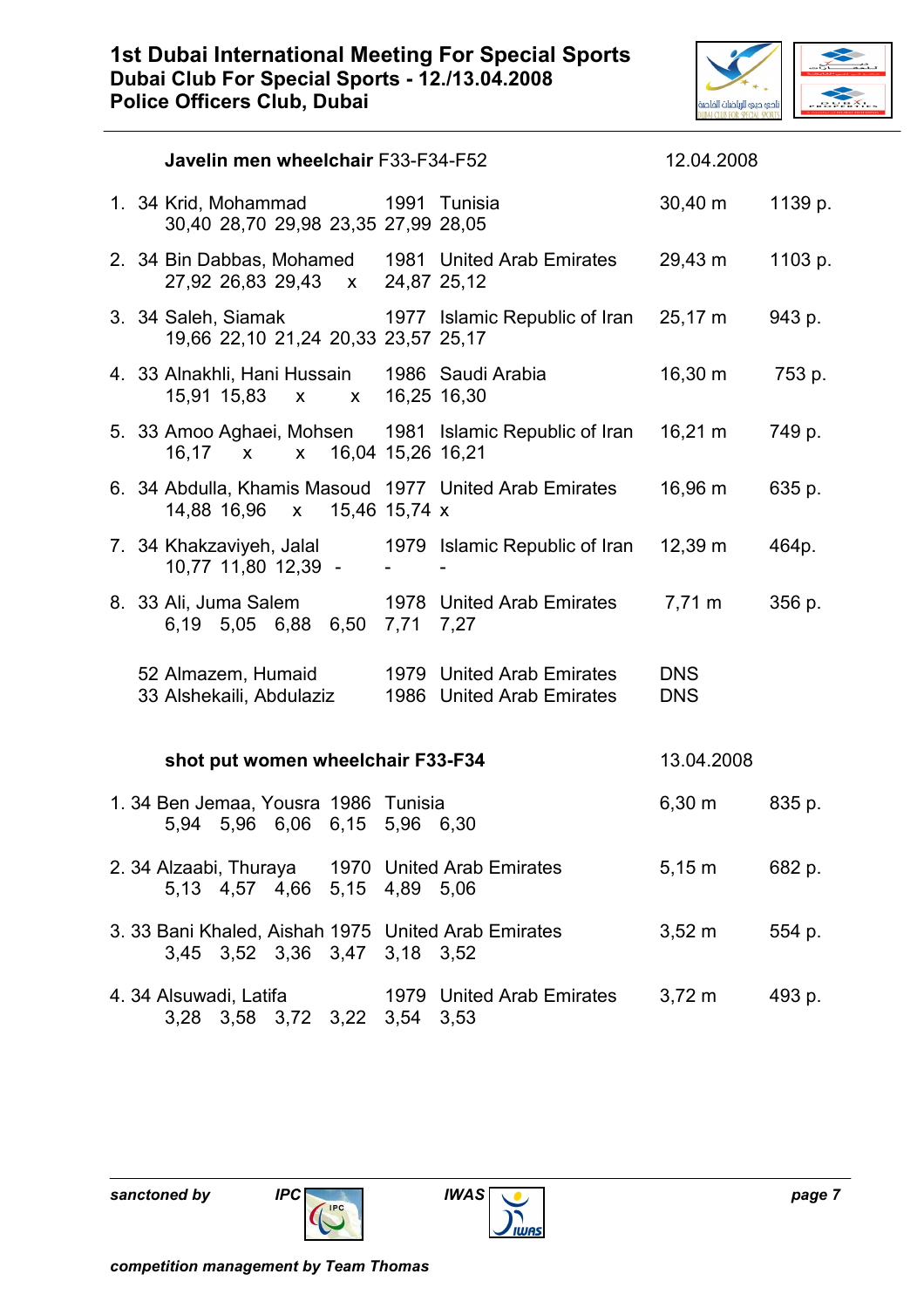**1st Dubai International Meeting For Special Sports**
**Dubai Club For Special Sports - 12./13.04.2008**
**Police Officers Club, Dubai**

**Javelin men wheelchair** F33-F34-F52 — 12.04.2008

| Rank | Class | Name | Year | Country | Result | Points |
|---|---|---|---|---|---|---|
| 1. | 34 | Krid, Mohammad | 1991 | Tunisia | 30,40 m | 1139 p. |
| | | 30,40 28,70 29,98 23,35 27,99 28,05 | | | | |
| 2. | 34 | Bin Dabbas, Mohamed | 1981 | United Arab Emirates | 29,43 m | 1103 p. |
| | | 27,92 26,83 29,43 x 24,87 25,12 | | | | |
| 3. | 34 | Saleh, Siamak | 1977 | Islamic Republic of Iran | 25,17 m | 943 p. |
| | | 19,66 22,10 21,24 20,33 23,57 25,17 | | | | |
| 4. | 33 | Alnakhli, Hani Hussain | 1986 | Saudi Arabia | 16,30 m | 753 p. |
| | | 15,91 15,83 x x 16,25 16,30 | | | | |
| 5. | 33 | Amoo Aghaei, Mohsen | 1981 | Islamic Republic of Iran | 16,21 m | 749 p. |
| | | 16,17 x x 16,04 15,26 16,21 | | | | |
| 6. | 34 | Abdulla, Khamis Masoud | 1977 | United Arab Emirates | 16,96 m | 635 p. |
| | | 14,88 16,96 x 15,46 15,74 x | | | | |
| 7. | 34 | Khakzaviyeh, Jalal | 1979 | Islamic Republic of Iran | 12,39 m | 464p. |
| | | 10,77 11,80 12,39 - - - | | | | |
| 8. | 33 | Ali, Juma Salem | 1978 | United Arab Emirates | 7,71 m | 356 p. |
| | | 6,19 5,05 6,88 6,50 7,71 7,27 | | | | |
| | 52 | Almazem, Humaid | 1979 | United Arab Emirates | DNS | |
| | 33 | Alshekaili, Abdulaziz | 1986 | United Arab Emirates | DNS | |

**shot put women wheelchair F33-F34** — 13.04.2008

| Rank | Class | Name | Year | Country | Result | Points |
|---|---|---|---|---|---|---|
| 1. | 34 | Ben Jemaa, Yousra | 1986 | Tunisia | 6,30 m | 835 p. |
| | | 5,94 5,96 6,06 6,15 5,96 6,30 | | | | |
| 2. | 34 | Alzaabi, Thuraya | 1970 | United Arab Emirates | 5,15 m | 682 p. |
| | | 5,13 4,57 4,66 5,15 4,89 5,06 | | | | |
| 3. | 33 | Bani Khaled, Aishah | 1975 | United Arab Emirates | 3,52 m | 554 p. |
| | | 3,45 3,52 3,36 3,47 3,18 3,52 | | | | |
| 4. | 34 | Alsuwadi, Latifa | 1979 | United Arab Emirates | 3,72 m | 493 p. |
| | | 3,28 3,58 3,72 3,22 3,54 3,53 | | | | |

*sanctoned by* ***IPC*** ***IWAS***

*competition management by Team Thomas*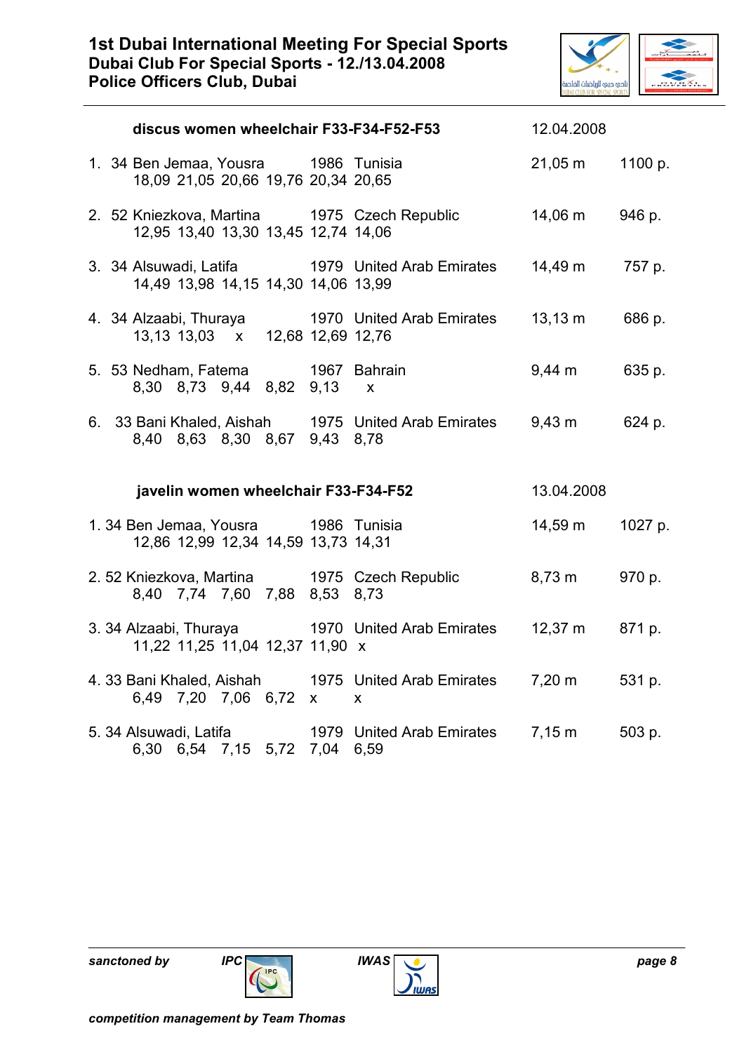**1st Dubai International Meeting For Special Sports**
**Dubai Club For Special Sports - 12./13.04.2008**
**Police Officers Club, Dubai**

### discus women wheelchair F33-F34-F52-F53 — 12.04.2008

| | | | | | |
|---|---|---|---|---|---|
| 1. | 34 Ben Jemaa, Yousra | 1986 | Tunisia | 21,05 m | 1100 p. |
| | 18,09 21,05 20,66 19,76 20,34 20,65 | | | | |
| 2. | 52 Kniezkova, Martina | 1975 | Czech Republic | 14,06 m | 946 p. |
| | 12,95 13,40 13,30 13,45 12,74 14,06 | | | | |
| 3. | 34 Alsuwadi, Latifa | 1979 | United Arab Emirates | 14,49 m | 757 p. |
| | 14,49 13,98 14,15 14,30 14,06 13,99 | | | | |
| 4. | 34 Alzaabi, Thuraya | 1970 | United Arab Emirates | 13,13 m | 686 p. |
| | 13,13 13,03 x 12,68 12,69 12,76 | | | | |
| 5. | 53 Nedham, Fatema | 1967 | Bahrain | 9,44 m | 635 p. |
| | 8,30 8,73 9,44 8,82 9,13 x | | | | |
| 6. | 33 Bani Khaled, Aishah | 1975 | United Arab Emirates | 9,43 m | 624 p. |
| | 8,40 8,63 8,30 8,67 9,43 8,78 | | | | |

### javelin women wheelchair F33-F34-F52 — 13.04.2008

| | | | | | |
|---|---|---|---|---|---|
| 1. | 34 Ben Jemaa, Yousra | 1986 | Tunisia | 14,59 m | 1027 p. |
| | 12,86 12,99 12,34 14,59 13,73 14,31 | | | | |
| 2. | 52 Kniezkova, Martina | 1975 | Czech Republic | 8,73 m | 970 p. |
| | 8,40 7,74 7,60 7,88 8,53 8,73 | | | | |
| 3. | 34 Alzaabi, Thuraya | 1970 | United Arab Emirates | 12,37 m | 871 p. |
| | 11,22 11,25 11,04 12,37 11,90 x | | | | |
| 4. | 33 Bani Khaled, Aishah | 1975 | United Arab Emirates | 7,20 m | 531 p. |
| | 6,49 7,20 7,06 6,72 x x | | | | |
| 5. | 34 Alsuwadi, Latifa | 1979 | United Arab Emirates | 7,15 m | 503 p. |
| | 6,30 6,54 7,15 5,72 7,04 6,59 | | | | |

*sanctoned by* *IPC* *IWAS*

*competition management by Team Thomas*